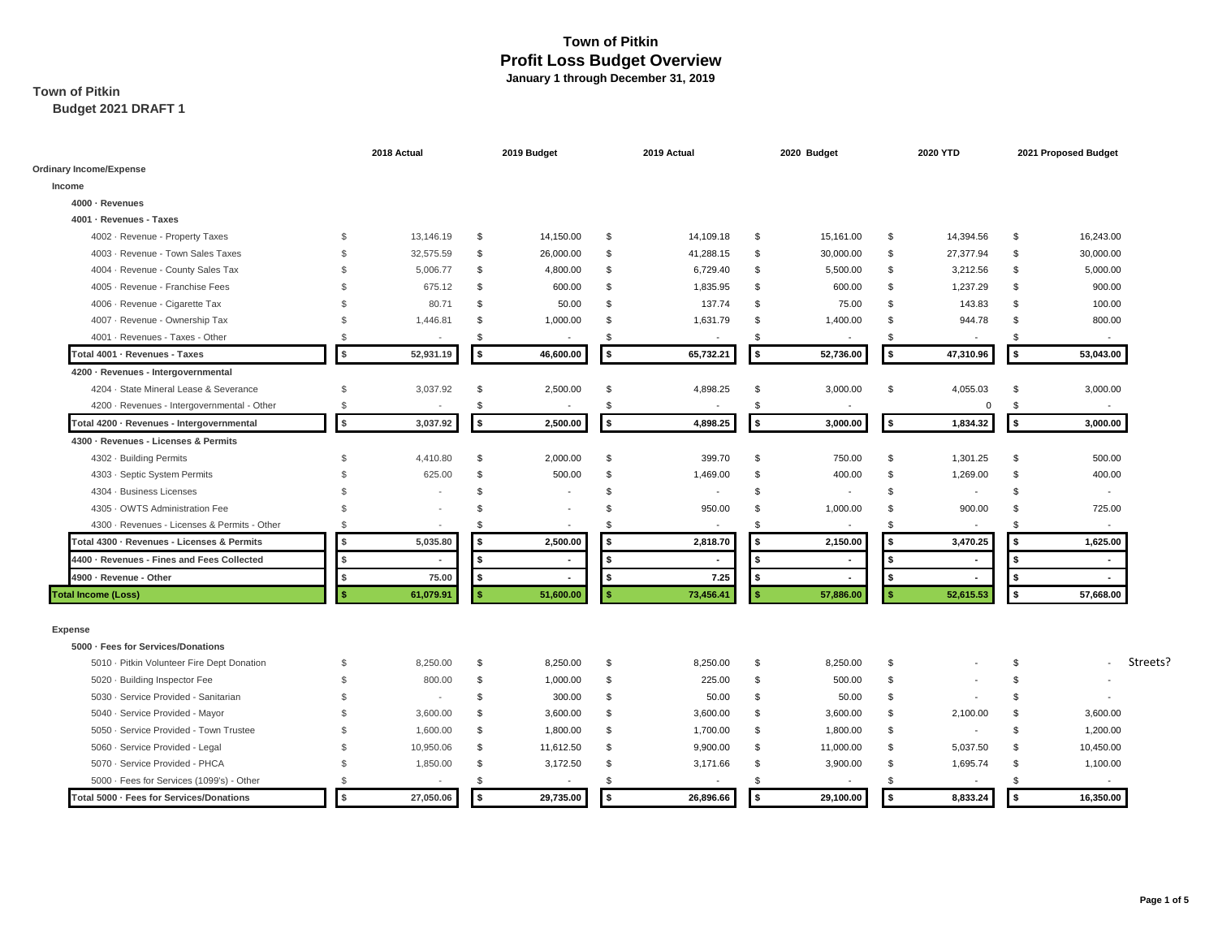# Town of Pitkin
## Profit Loss Budget Overview
### January 1 through December 31, 2019

**Town of Pitkin**
**Budget 2021 DRAFT 1**

| | 2018 Actual | 2019 Budget | 2019 Actual | 2020 Budget | 2020 YTD | 2021 Proposed Budget | |
|---|---|---|---|---|---|---|---|
| **Ordinary Income/Expense** | | | | | | | |
| **Income** | | | | | | | |
| **4000 · Revenues** | | | | | | | |
| **4001 · Revenues - Taxes** | | | | | | | |
| 4002 · Revenue - Property Taxes | $ 13,146.19 | $ 14,150.00 | $ 14,109.18 | $ 15,161.00 | $ 14,394.56 | $ 16,243.00 | |
| 4003 · Revenue - Town Sales Taxes | $ 32,575.59 | $ 26,000.00 | $ 41,288.15 | $ 30,000.00 | $ 27,377.94 | $ 30,000.00 | |
| 4004 · Revenue - County Sales Tax | $ 5,006.77 | $ 4,800.00 | $ 6,729.40 | $ 5,500.00 | $ 3,212.56 | $ 5,000.00 | |
| 4005 · Revenue - Franchise Fees | $ 675.12 | $ 600.00 | $ 1,835.95 | $ 600.00 | $ 1,237.29 | $ 900.00 | |
| 4006 · Revenue - Cigarette Tax | $ 80.71 | $ 50.00 | $ 137.74 | $ 75.00 | $ 143.83 | $ 100.00 | |
| 4007 · Revenue - Ownership Tax | $ 1,446.81 | $ 1,000.00 | $ 1,631.79 | $ 1,400.00 | $ 944.78 | $ 800.00 | |
| 4001 · Revenues - Taxes - Other | $ - | $ - | $ - | $ - | $ - | $ - | |
| **Total 4001 · Revenues - Taxes** | **$ 52,931.19** | **$ 46,600.00** | **$ 65,732.21** | **$ 52,736.00** | **$ 47,310.96** | **$ 53,043.00** | |
| **4200 · Revenues - Intergovernmental** | | | | | | | |
| 4204 · State Mineral Lease & Severance | $ 3,037.92 | $ 2,500.00 | $ 4,898.25 | $ 3,000.00 | $ 4,055.03 | $ 3,000.00 | |
| 4200 · Revenues - Intergovernmental - Other | $ - | $ - | $ - | $ - | 0 | $ - | |
| **Total 4200 · Revenues - Intergovernmental** | **$ 3,037.92** | **$ 2,500.00** | **$ 4,898.25** | **$ 3,000.00** | **$ 1,834.32** | **$ 3,000.00** | |
| **4300 · Revenues - Licenses & Permits** | | | | | | | |
| 4302 · Building Permits | $ 4,410.80 | $ 2,000.00 | $ 399.70 | $ 750.00 | $ 1,301.25 | $ 500.00 | |
| 4303 · Septic System Permits | $ 625.00 | $ 500.00 | $ 1,469.00 | $ 400.00 | $ 1,269.00 | $ 400.00 | |
| 4304 · Business Licenses | $ - | $ - | $ - | $ - | $ - | $ - | |
| 4305 · OWTS Administration Fee | $ - | $ - | $ 950.00 | $ 1,000.00 | $ 900.00 | $ 725.00 | |
| 4300 · Revenues - Licenses & Permits - Other | $ - | $ - | $ - | $ - | $ - | $ - | |
| **Total 4300 · Revenues - Licenses & Permits** | **$ 5,035.80** | **$ 2,500.00** | **$ 2,818.70** | **$ 2,150.00** | **$ 3,470.25** | **$ 1,625.00** | |
| **4400 · Revenues - Fines and Fees Collected** | **$ -** | **$ -** | **$ -** | **$ -** | **$ -** | **$ -** | |
| **4900 · Revenue - Other** | **$ 75.00** | **$ -** | **$ 7.25** | **$ -** | **$ -** | **$ -** | |
| **Total Income (Loss)** | **$ 61,079.91** | **$ 51,600.00** | **$ 73,456.41** | **$ 57,886.00** | **$ 52,615.53** | **$ 57,668.00** | |
| **Expense** | | | | | | | |
| **5000 · Fees for Services/Donations** | | | | | | | |
| 5010 · Pitkin Volunteer Fire Dept Donation | $ 8,250.00 | $ 8,250.00 | $ 8,250.00 | $ 8,250.00 | $ - | $ - | Streets? |
| 5020 · Building Inspector Fee | $ 800.00 | $ 1,000.00 | $ 225.00 | $ 500.00 | $ - | $ - | |
| 5030 · Service Provided - Sanitarian | $ - | $ 300.00 | $ 50.00 | $ 50.00 | $ - | $ - | |
| 5040 · Service Provided - Mayor | $ 3,600.00 | $ 3,600.00 | $ 3,600.00 | $ 3,600.00 | $ 2,100.00 | $ 3,600.00 | |
| 5050 · Service Provided - Town Trustee | $ 1,600.00 | $ 1,800.00 | $ 1,700.00 | $ 1,800.00 | $ - | $ 1,200.00 | |
| 5060 · Service Provided - Legal | $ 10,950.06 | $ 11,612.50 | $ 9,900.00 | $ 11,000.00 | $ 5,037.50 | $ 10,450.00 | |
| 5070 · Service Provided - PHCA | $ 1,850.00 | $ 3,172.50 | $ 3,171.66 | $ 3,900.00 | $ 1,695.74 | $ 1,100.00 | |
| 5000 · Fees for Services (1099's) - Other | $ - | $ - | $ - | $ - | $ - | $ - | |
| **Total 5000 · Fees for Services/Donations** | **$ 27,050.06** | **$ 29,735.00** | **$ 26,896.66** | **$ 29,100.00** | **$ 8,833.24** | **$ 16,350.00** | |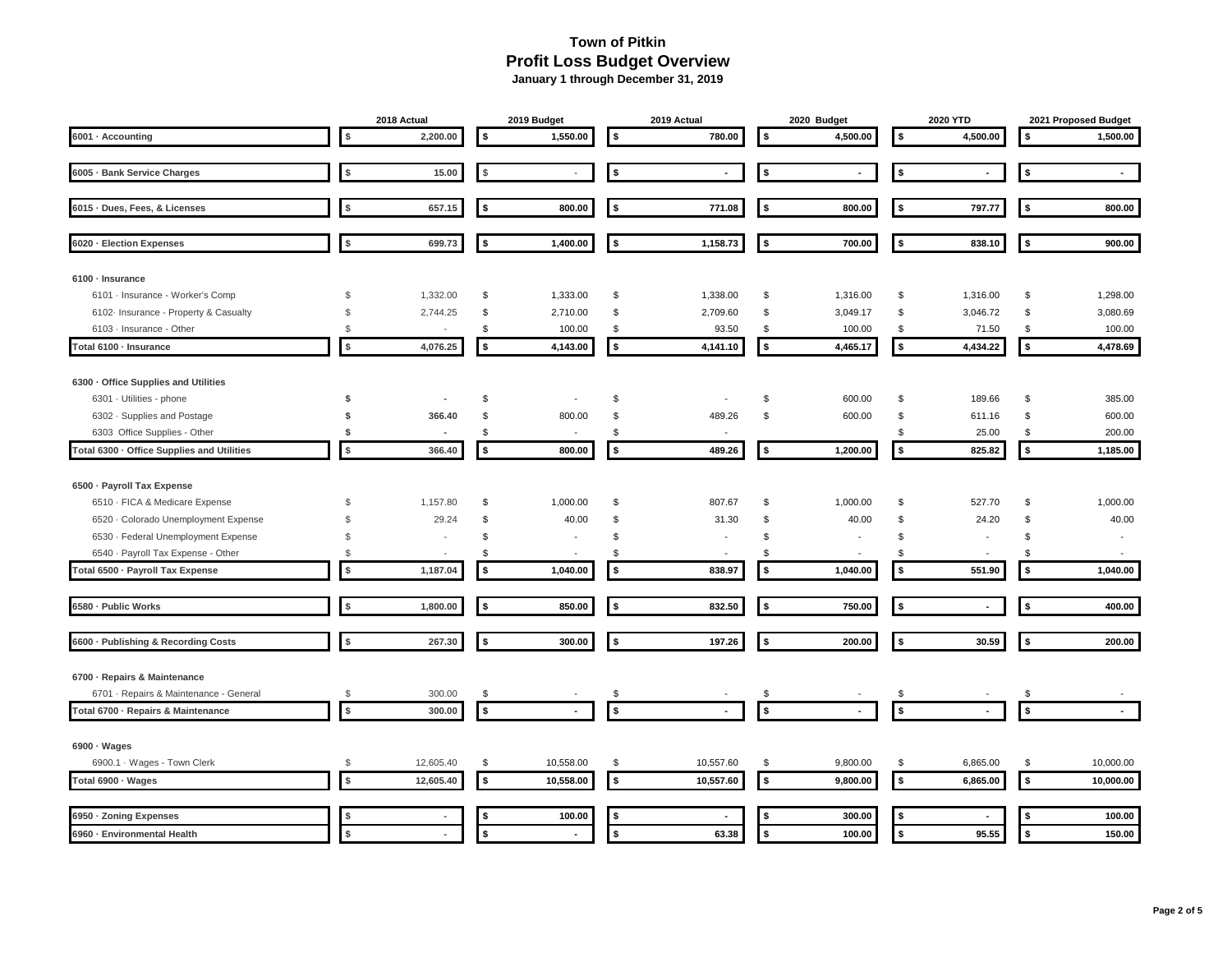# Town of Pitkin
## Profit Loss Budget Overview
### January 1 through December 31, 2019

| | 2018 Actual | 2019 Budget | 2019 Actual | 2020 Budget | 2020 YTD | 2021 Proposed Budget |
|---|---|---|---|---|---|---|
| **6001 · Accounting** | **$ 2,200.00** | **$ 1,550.00** | **$ 780.00** | **$ 4,500.00** | **$ 4,500.00** | **$ 1,500.00** |
| **6005 · Bank Service Charges** | **$ 15.00** | $ - | **$ -** | **$ -** | **$ -** | **$ -** |
| **6015 · Dues, Fees, & Licenses** | **$ 657.15** | **$ 800.00** | **$ 771.08** | **$ 800.00** | **$ 797.77** | **$ 800.00** |
| **6020 · Election Expenses** | **$ 699.73** | **$ 1,400.00** | **$ 1,158.73** | **$ 700.00** | **$ 838.10** | **$ 900.00** |
| **6100 · Insurance** | | | | | | |
| 6101 · Insurance - Worker's Comp | $ 1,332.00 | $ 1,333.00 | $ 1,338.00 | $ 1,316.00 | $ 1,316.00 | $ 1,298.00 |
| 6102· Insurance - Property & Casualty | $ 2,744.25 | $ 2,710.00 | $ 2,709.60 | $ 3,049.17 | $ 3,046.72 | $ 3,080.69 |
| 6103 · Insurance - Other | $ - | $ 100.00 | $ 93.50 | $ 100.00 | $ 71.50 | $ 100.00 |
| **Total 6100 · Insurance** | **$ 4,076.25** | **$ 4,143.00** | **$ 4,141.10** | **$ 4,465.17** | **$ 4,434.22** | **$ 4,478.69** |
| **6300 · Office Supplies and Utilities** | | | | | | |
| 6301 · Utilities - phone | **$ -** | $ - | $ - | $ 600.00 | $ 189.66 | $ 385.00 |
| 6302 · Supplies and Postage | **$ 366.40** | $ 800.00 | $ 489.26 | $ 600.00 | $ 611.16 | $ 600.00 |
| 6303 Office Supplies - Other | **$ -** | $ - | $ - | | $ 25.00 | $ 200.00 |
| **Total 6300 · Office Supplies and Utilities** | **$ 366.40** | **$ 800.00** | **$ 489.26** | **$ 1,200.00** | **$ 825.82** | **$ 1,185.00** |
| **6500 · Payroll Tax Expense** | | | | | | |
| 6510 · FICA & Medicare Expense | $ 1,157.80 | $ 1,000.00 | $ 807.67 | $ 1,000.00 | $ 527.70 | $ 1,000.00 |
| 6520 · Colorado Unemployment Expense | $ 29.24 | $ 40.00 | $ 31.30 | $ 40.00 | $ 24.20 | $ 40.00 |
| 6530 · Federal Unemployment Expense | $ - | $ - | $ - | $ - | $ - | $ - |
| 6540 · Payroll Tax Expense - Other | $ - | $ - | $ - | $ - | $ - | $ - |
| **Total 6500 · Payroll Tax Expense** | **$ 1,187.04** | **$ 1,040.00** | **$ 838.97** | **$ 1,040.00** | **$ 551.90** | **$ 1,040.00** |
| **6580 · Public Works** | **$ 1,800.00** | **$ 850.00** | **$ 832.50** | **$ 750.00** | **$ -** | **$ 400.00** |
| **6600 · Publishing & Recording Costs** | **$ 267.30** | **$ 300.00** | **$ 197.26** | **$ 200.00** | **$ 30.59** | **$ 200.00** |
| **6700 · Repairs & Maintenance** | | | | | | |
| 6701 · Repairs & Maintenance - General | $ 300.00 | $ - | $ - | $ - | $ - | $ - |
| **Total 6700 · Repairs & Maintenance** | **$ 300.00** | **$ -** | **$ -** | **$ -** | **$ -** | **$ -** |
| **6900 · Wages** | | | | | | |
| 6900.1 · Wages - Town Clerk | $ 12,605.40 | $ 10,558.00 | $ 10,557.60 | $ 9,800.00 | $ 6,865.00 | $ 10,000.00 |
| **Total 6900 · Wages** | **$ 12,605.40** | **$ 10,558.00** | **$ 10,557.60** | **$ 9,800.00** | **$ 6,865.00** | **$ 10,000.00** |
| **6950 · Zoning Expenses** | $ - | **$ 100.00** | **$ -** | **$ 300.00** | **$ -** | **$ 100.00** |
| **6960 · Environmental Health** | $ - | **$ -** | **$ 63.38** | **$ 100.00** | **$ 95.55** | **$ 150.00** |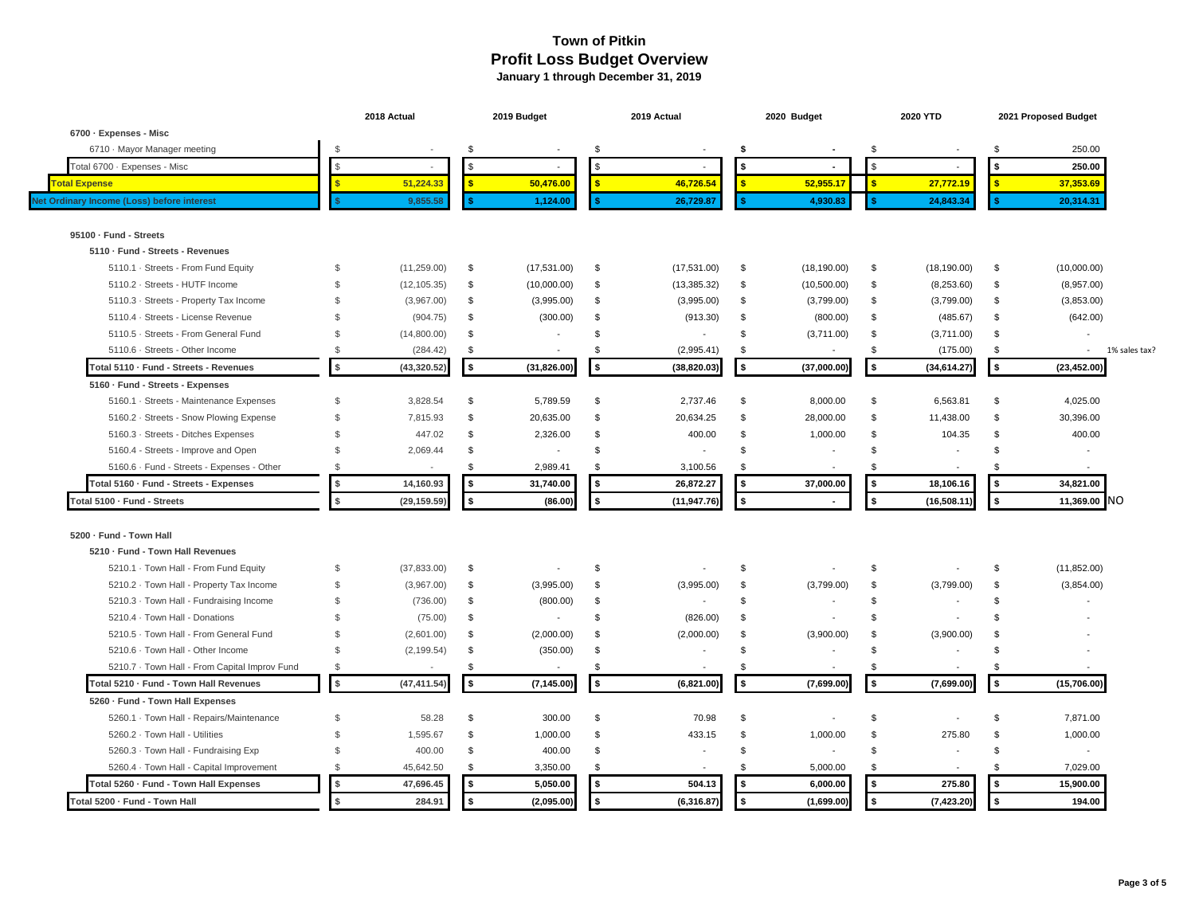# Town of Pitkin
## Profit Loss Budget Overview
### January 1 through December 31, 2019

| | 2018 Actual | 2019 Budget | 2019 Actual | 2020 Budget | 2020 YTD | 2021 Proposed Budget | |
|---|---|---|---|---|---|---|---|
| **6700 · Expenses - Misc** | | | | | | | |
| 6710 · Mayor Manager meeting | $ - | $ - | $ - | $ - | $ - | $ 250.00 | |
| Total 6700 · Expenses - Misc | $ - | $ - | $ - | $ - | $ - | $ 250.00 | |
| **Total Expense** | $ 51,224.33 | $ 50,476.00 | $ 46,726.54 | $ 52,955.17 | $ 27,772.19 | $ 37,353.69 | |
| **Net Ordinary Income (Loss) before interest** | $ 9,855.58 | $ 1,124.00 | $ 26,729.87 | $ 4,930.83 | $ 24,843.34 | $ 20,314.31 | |
| **95100 · Fund - Streets** | | | | | | | |
| **5110 · Fund - Streets - Revenues** | | | | | | | |
| 5110.1 · Streets - From Fund Equity | $ (11,259.00) | $ (17,531.00) | $ (17,531.00) | $ (18,190.00) | $ (18,190.00) | $ (10,000.00) | |
| 5110.2 · Streets - HUTF Income | $ (12,105.35) | $ (10,000.00) | $ (13,385.32) | $ (10,500.00) | $ (8,253.60) | $ (8,957.00) | |
| 5110.3 · Streets - Property Tax Income | $ (3,967.00) | $ (3,995.00) | $ (3,995.00) | $ (3,799.00) | $ (3,799.00) | $ (3,853.00) | |
| 5110.4 · Streets - License Revenue | $ (904.75) | $ (300.00) | $ (913.30) | $ (800.00) | $ (485.67) | $ (642.00) | |
| 5110.5 · Streets - From General Fund | $ (14,800.00) | $ - | $ - | $ (3,711.00) | $ (3,711.00) | $ - | |
| 5110.6 · Streets - Other Income | $ (284.42) | $ - | $ (2,995.41) | $ - | $ (175.00) | $ - | 1% sales tax? |
| **Total 5110 · Fund - Streets - Revenues** | $ (43,320.52) | $ (31,826.00) | $ (38,820.03) | $ (37,000.00) | $ (34,614.27) | $ (23,452.00) | |
| **5160 · Fund - Streets - Expenses** | | | | | | | |
| 5160.1 · Streets - Maintenance Expenses | $ 3,828.54 | $ 5,789.59 | $ 2,737.46 | $ 8,000.00 | $ 6,563.81 | $ 4,025.00 | |
| 5160.2 · Streets - Snow Plowing Expense | $ 7,815.93 | $ 20,635.00 | $ 20,634.25 | $ 28,000.00 | $ 11,438.00 | $ 30,396.00 | |
| 5160.3 · Streets - Ditches Expenses | $ 447.02 | $ 2,326.00 | $ 400.00 | $ 1,000.00 | $ 104.35 | $ 400.00 | |
| 5160.4 · Streets - Improve and Open | $ 2,069.44 | $ - | $ - | $ - | $ - | $ - | |
| 5160.6 · Fund - Streets - Expenses - Other | $ - | $ 2,989.41 | $ 3,100.56 | $ - | $ - | $ - | |
| **Total 5160 · Fund - Streets - Expenses** | $ 14,160.93 | $ 31,740.00 | $ 26,872.27 | $ 37,000.00 | $ 18,106.16 | $ 34,821.00 | |
| **Total 5100 · Fund - Streets** | $ (29,159.59) | $ (86.00) | $ (11,947.76) | $ - | $ (16,508.11) | $ 11,369.00 | NO |
| **5200 · Fund - Town Hall** | | | | | | | |
| **5210 · Fund - Town Hall Revenues** | | | | | | | |
| 5210.1 · Town Hall - From Fund Equity | $ (37,833.00) | $ - | $ - | $ - | $ - | $ (11,852.00) | |
| 5210.2 · Town Hall - Property Tax Income | $ (3,967.00) | $ (3,995.00) | $ (3,995.00) | $ (3,799.00) | $ (3,799.00) | $ (3,854.00) | |
| 5210.3 · Town Hall - Fundraising Income | $ (736.00) | $ (800.00) | $ - | $ - | $ - | $ - | |
| 5210.4 · Town Hall - Donations | $ (75.00) | $ - | $ (826.00) | $ - | $ - | $ - | |
| 5210.5 · Town Hall - From General Fund | $ (2,601.00) | $ (2,000.00) | $ (2,000.00) | $ (3,900.00) | $ (3,900.00) | $ - | |
| 5210.6 · Town Hall - Other Income | $ (2,199.54) | $ (350.00) | $ - | $ - | $ - | $ - | |
| 5210.7 · Town Hall - From Capital Improv Fund | $ - | $ - | $ - | $ - | $ - | $ - | |
| **Total 5210 · Fund - Town Hall Revenues** | $ (47,411.54) | $ (7,145.00) | $ (6,821.00) | $ (7,699.00) | $ (7,699.00) | $ (15,706.00) | |
| **5260 · Fund - Town Hall Expenses** | | | | | | | |
| 5260.1 · Town Hall - Repairs/Maintenance | $ 58.28 | $ 300.00 | $ 70.98 | $ - | $ - | $ 7,871.00 | |
| 5260.2 · Town Hall - Utilities | $ 1,595.67 | $ 1,000.00 | $ 433.15 | $ 1,000.00 | $ 275.80 | $ 1,000.00 | |
| 5260.3 · Town Hall - Fundraising Exp | $ 400.00 | $ 400.00 | $ - | $ - | $ - | $ - | |
| 5260.4 · Town Hall - Capital Improvement | $ 45,642.50 | $ 3,350.00 | $ - | $ 5,000.00 | $ - | $ 7,029.00 | |
| **Total 5260 · Fund - Town Hall Expenses** | $ 47,696.45 | $ 5,050.00 | $ 504.13 | $ 6,000.00 | $ 275.80 | $ 15,900.00 | |
| **Total 5200 · Fund - Town Hall** | $ 284.91 | $ (2,095.00) | $ (6,316.87) | $ (1,699.00) | $ (7,423.20) | $ 194.00 | |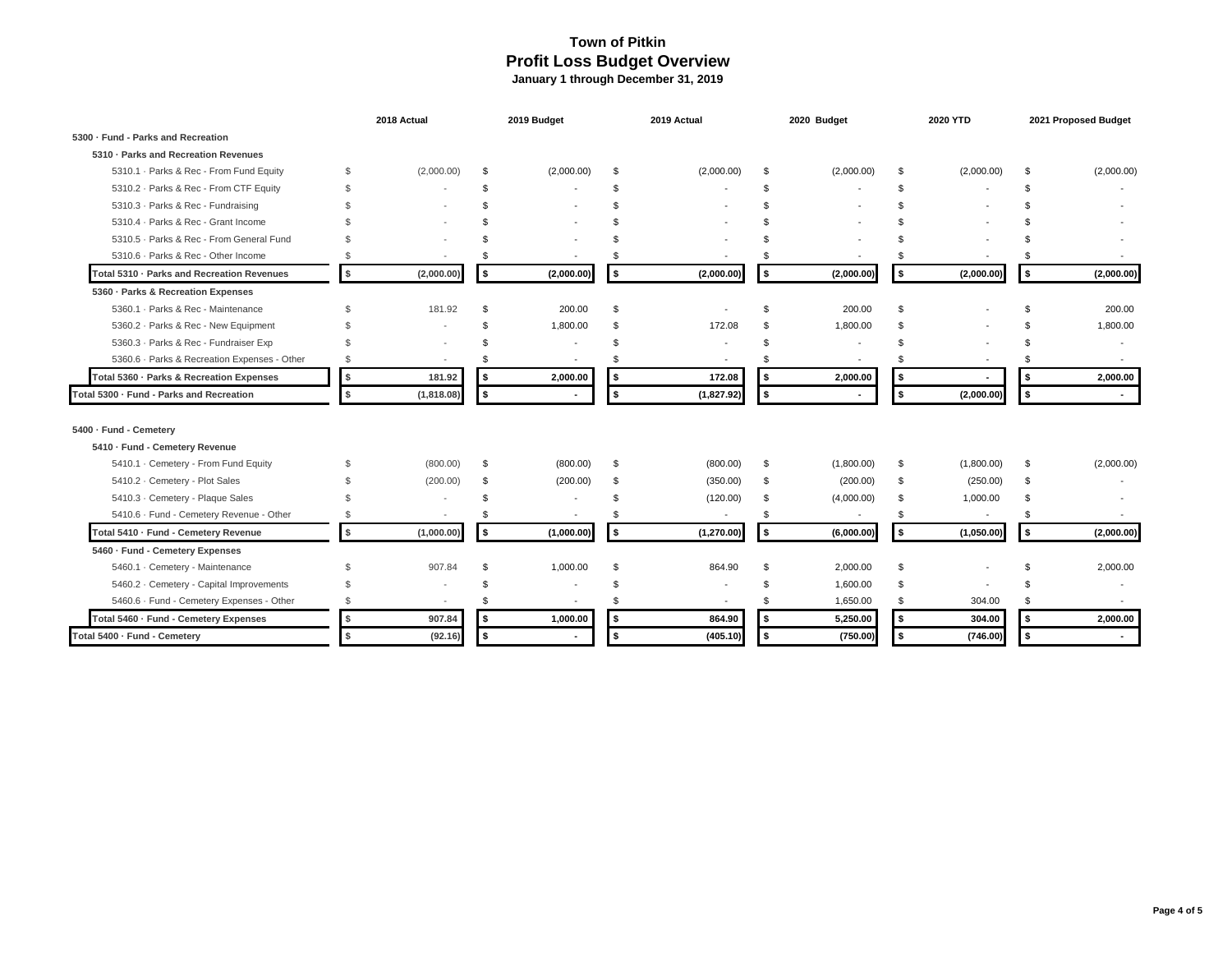# Town of Pitkin
## Profit Loss Budget Overview
### January 1 through December 31, 2019

| | 2018 Actual | 2019 Budget | 2019 Actual | 2020 Budget | 2020 YTD | 2021 Proposed Budget |
|---|---|---|---|---|---|---|
| **5300 · Fund - Parks and Recreation** | | | | | | |
| **5310 · Parks and Recreation Revenues** | | | | | | |
| 5310.1 · Parks & Rec - From Fund Equity | $ (2,000.00) | $ (2,000.00) | $ (2,000.00) | $ (2,000.00) | $ (2,000.00) | $ (2,000.00) |
| 5310.2 · Parks & Rec - From CTF Equity | $ - | $ - | $ - | $ - | $ - | $ - |
| 5310.3 · Parks & Rec - Fundraising | $ - | $ - | $ - | $ - | $ - | $ - |
| 5310.4 · Parks & Rec - Grant Income | $ - | $ - | $ - | $ - | $ - | $ - |
| 5310.5 · Parks & Rec - From General Fund | $ - | $ - | $ - | $ - | $ - | $ - |
| 5310.6 · Parks & Rec - Other Income | $ - | $ - | $ - | $ - | $ - | $ - |
| **Total 5310 · Parks and Recreation Revenues** | **$ (2,000.00)** | **$ (2,000.00)** | **$ (2,000.00)** | **$ (2,000.00)** | **$ (2,000.00)** | **$ (2,000.00)** |
| **5360 · Parks & Recreation Expenses** | | | | | | |
| 5360.1 · Parks & Rec - Maintenance | $ 181.92 | $ 200.00 | $ - | $ 200.00 | $ - | $ 200.00 |
| 5360.2 · Parks & Rec - New Equipment | $ - | $ 1,800.00 | $ 172.08 | $ 1,800.00 | $ - | $ 1,800.00 |
| 5360.3 · Parks & Rec - Fundraiser Exp | $ - | $ - | $ - | $ - | $ - | $ - |
| 5360.6 · Parks & Recreation Expenses - Other | $ - | $ - | $ - | $ - | $ - | $ - |
| **Total 5360 · Parks & Recreation Expenses** | **$ 181.92** | **$ 2,000.00** | **$ 172.08** | **$ 2,000.00** | **$ -** | **$ 2,000.00** |
| **Total 5300 · Fund - Parks and Recreation** | **$ (1,818.08)** | **$ -** | **$ (1,827.92)** | **$ -** | **$ (2,000.00)** | **$ -** |
| | | | | | | |
| **5400 · Fund - Cemetery** | | | | | | |
| **5410 · Fund - Cemetery Revenue** | | | | | | |
| 5410.1 · Cemetery - From Fund Equity | $ (800.00) | $ (800.00) | $ (800.00) | $ (1,800.00) | $ (1,800.00) | $ (2,000.00) |
| 5410.2 · Cemetery - Plot Sales | $ (200.00) | $ (200.00) | $ (350.00) | $ (200.00) | $ (250.00) | $ - |
| 5410.3 · Cemetery - Plaque Sales | $ - | $ - | $ (120.00) | $ (4,000.00) | $ 1,000.00 | $ - |
| 5410.6 · Fund - Cemetery Revenue - Other | $ - | $ - | $ - | $ - | $ - | $ - |
| **Total 5410 · Fund - Cemetery Revenue** | **$ (1,000.00)** | **$ (1,000.00)** | **$ (1,270.00)** | **$ (6,000.00)** | **$ (1,050.00)** | **$ (2,000.00)** |
| **5460 · Fund - Cemetery Expenses** | | | | | | |
| 5460.1 · Cemetery - Maintenance | $ 907.84 | $ 1,000.00 | $ 864.90 | $ 2,000.00 | $ - | $ 2,000.00 |
| 5460.2 · Cemetery - Capital Improvements | $ - | $ - | $ - | $ 1,600.00 | $ - | $ - |
| 5460.6 · Fund - Cemetery Expenses - Other | $ - | $ - | $ - | $ 1,650.00 | $ 304.00 | $ - |
| **Total 5460 · Fund - Cemetery Expenses** | **$ 907.84** | **$ 1,000.00** | **$ 864.90** | **$ 5,250.00** | **$ 304.00** | **$ 2,000.00** |
| **Total 5400 · Fund - Cemetery** | **$ (92.16)** | **$ -** | **$ (405.10)** | **$ (750.00)** | **$ (746.00)** | **$ -** |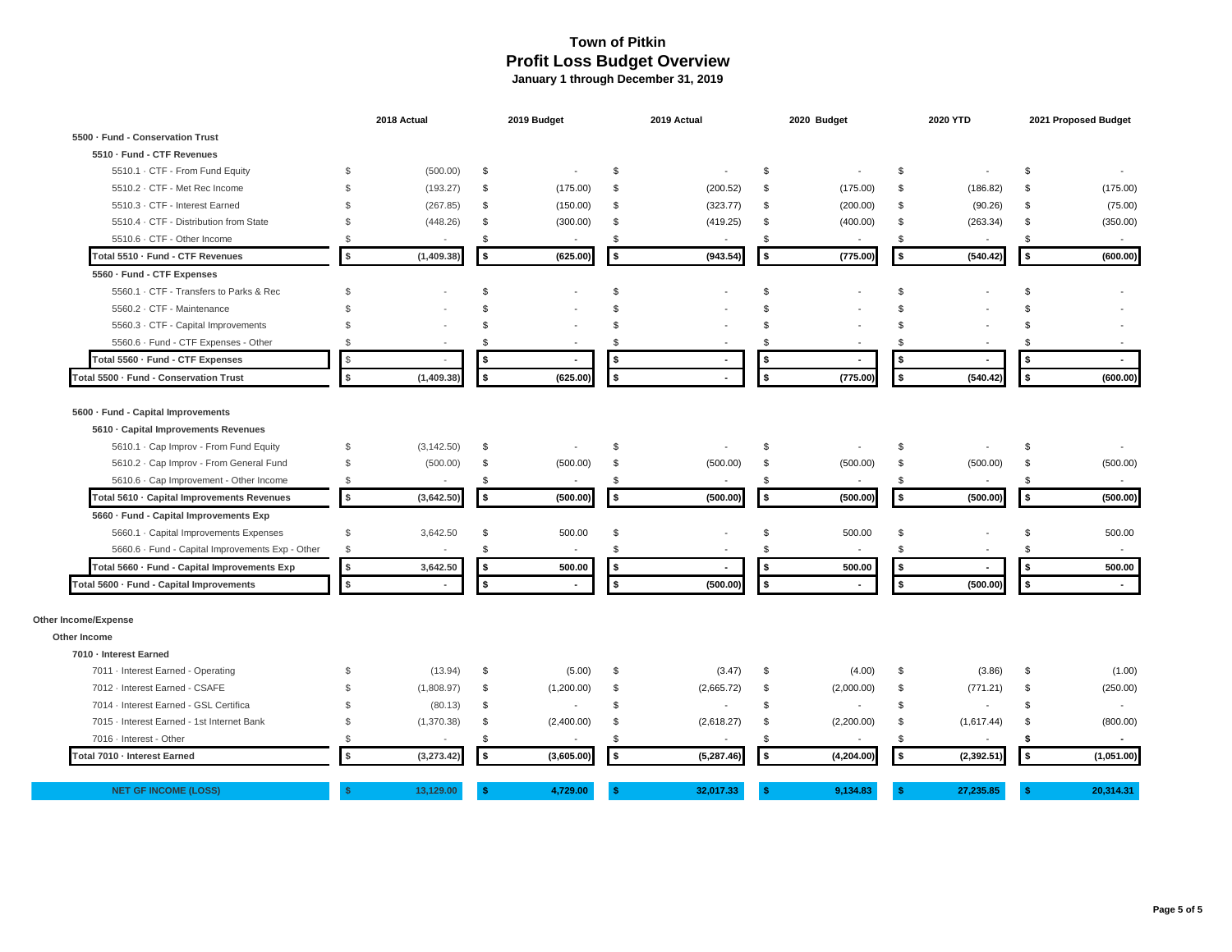# Town of Pitkin
## Profit Loss Budget Overview
### January 1 through December 31, 2019

| | 2018 Actual | 2019 Budget | 2019 Actual | 2020 Budget | 2020 YTD | 2021 Proposed Budget |
|---|---|---|---|---|---|---|
| **5500 · Fund - Conservation Trust** | | | | | | |
| **5510 · Fund - CTF Revenues** | | | | | | |
| 5510.1 · CTF - From Fund Equity | $ (500.00) | $ - | $ - | $ - | $ - | $ - |
| 5510.2 · CTF - Met Rec Income | $ (193.27) | $ (175.00) | $ (200.52) | $ (175.00) | $ (186.82) | $ (175.00) |
| 5510.3 · CTF - Interest Earned | $ (267.85) | $ (150.00) | $ (323.77) | $ (200.00) | $ (90.26) | $ (75.00) |
| 5510.4 · CTF - Distribution from State | $ (448.26) | $ (300.00) | $ (419.25) | $ (400.00) | $ (263.34) | $ (350.00) |
| 5510.6 · CTF - Other Income | $ - | $ - | $ - | $ - | $ - | $ - |
| **Total 5510 · Fund - CTF Revenues** | **$ (1,409.38)** | **$ (625.00)** | **$ (943.54)** | **$ (775.00)** | **$ (540.42)** | **$ (600.00)** |
| **5560 · Fund - CTF Expenses** | | | | | | |
| 5560.1 · CTF - Transfers to Parks & Rec | $ - | $ - | $ - | $ - | $ - | $ - |
| 5560.2 · CTF - Maintenance | $ - | $ - | $ - | $ - | $ - | $ - |
| 5560.3 · CTF - Capital Improvements | $ - | $ - | $ - | $ - | $ - | $ - |
| 5560.6 · Fund - CTF Expenses - Other | $ - | $ - | $ - | $ - | $ - | $ - |
| **Total 5560 · Fund - CTF Expenses** | $ - | **$ -** | **$ -** | **$ -** | **$ -** | **$ -** |
| **Total 5500 · Fund - Conservation Trust** | **$ (1,409.38)** | **$ (625.00)** | **$ -** | **$ (775.00)** | **$ (540.42)** | **$ (600.00)** |
| **5600 · Fund - Capital Improvements** | | | | | | |
| **5610 · Capital Improvements Revenues** | | | | | | |
| 5610.1 · Cap Improv - From Fund Equity | $ (3,142.50) | $ - | $ - | $ - | $ - | $ - |
| 5610.2 · Cap Improv - From General Fund | $ (500.00) | $ (500.00) | $ (500.00) | $ (500.00) | $ (500.00) | $ (500.00) |
| 5610.6 · Cap Improvement - Other Income | $ - | $ - | $ - | $ - | $ - | $ - |
| **Total 5610 · Capital Improvements Revenues** | **$ (3,642.50)** | **$ (500.00)** | **$ (500.00)** | **$ (500.00)** | **$ (500.00)** | **$ (500.00)** |
| **5660 · Fund - Capital Improvements Exp** | | | | | | |
| 5660.1 · Capital Improvements Expenses | $ 3,642.50 | $ 500.00 | $ - | $ 500.00 | $ - | $ 500.00 |
| 5660.6 · Fund - Capital Improvements Exp - Other | $ - | $ - | $ - | $ - | $ - | $ - |
| **Total 5660 · Fund - Capital Improvements Exp** | **$ 3,642.50** | **$ 500.00** | **$ -** | **$ 500.00** | **$ -** | **$ 500.00** |
| **Total 5600 · Fund - Capital Improvements** | **$ -** | **$ -** | **$ (500.00)** | **$ -** | **$ (500.00)** | **$ -** |
| **Other Income/Expense** | | | | | | |
| **Other Income** | | | | | | |
| **7010 · Interest Earned** | | | | | | |
| 7011 · Interest Earned - Operating | $ (13.94) | $ (5.00) | $ (3.47) | $ (4.00) | $ (3.86) | $ (1.00) |
| 7012 · Interest Earned - CSAFE | $ (1,808.97) | $ (1,200.00) | $ (2,665.72) | $ (2,000.00) | $ (771.21) | $ (250.00) |
| 7014 · Interest Earned - GSL Certifica | $ (80.13) | $ - | $ - | $ - | $ - | $ - |
| 7015 · Interest Earned - 1st Internet Bank | $ (1,370.38) | $ (2,400.00) | $ (2,618.27) | $ (2,200.00) | $ (1,617.44) | $ (800.00) |
| 7016 · Interest - Other | $ - | $ - | $ - | $ - | $ - | $ - |
| **Total 7010 · Interest Earned** | **$ (3,273.42)** | **$ (3,605.00)** | **$ (5,287.46)** | **$ (4,204.00)** | **$ (2,392.51)** | **$ (1,051.00)** |
| **NET GF INCOME (LOSS)** | **$ 13,129.00** | **$ 4,729.00** | **$ 32,017.33** | **$ 9,134.83** | **$ 27,235.85** | **$ 20,314.31** |